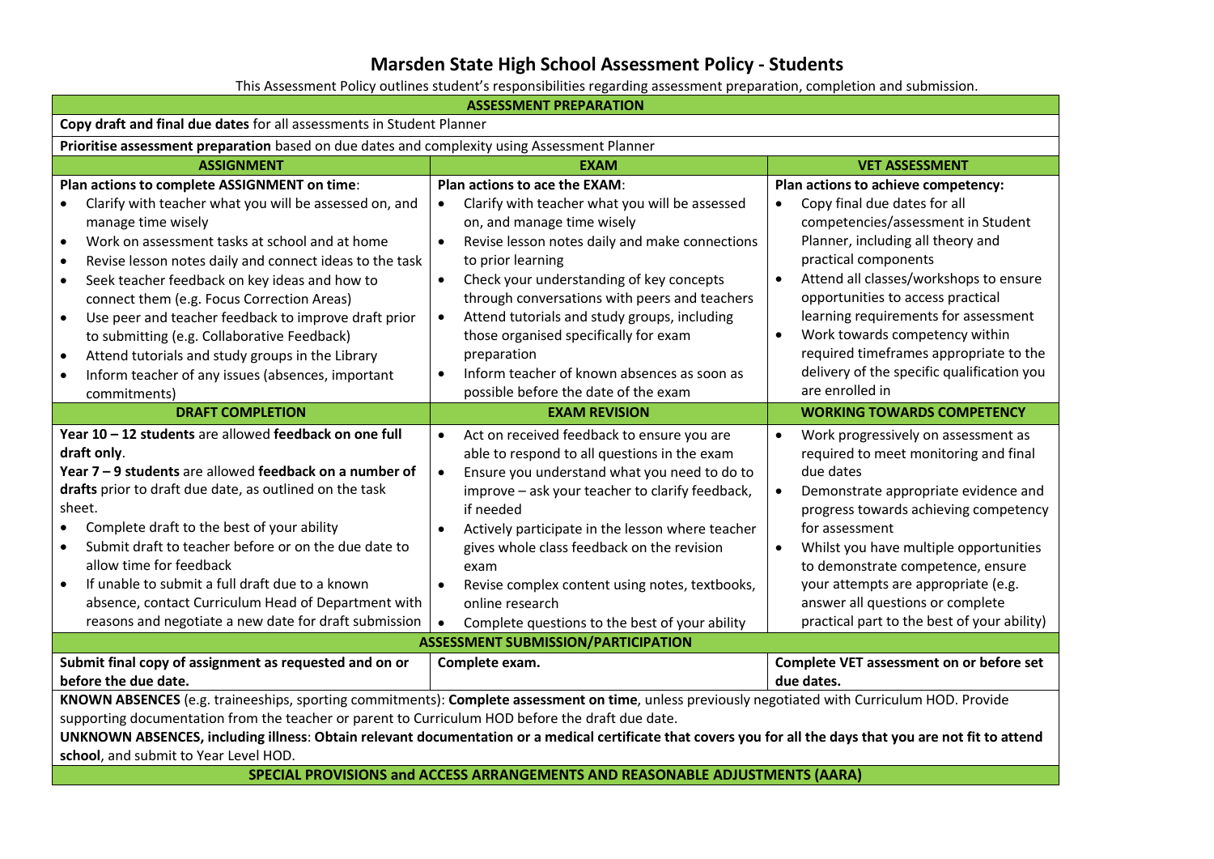# Marsden State High School Assessment Policy - Students

This Assessment Policy outlines student's responsibilities regarding assessment preparation, completion and submission.

## ASSESSMENT PREPARATION

**Copy draft and final due dates** for all assessments in Student Planner

**Prioritise assessment preparation** based on due dates and complexity using Assessment Planner

| ASSIGNMENT | EXAM | VET ASSESSMENT |
|---|---|---|
| **Plan actions to complete ASSIGNMENT on time**:<br>• Clarify with teacher what you will be assessed on, and manage time wisely<br>• Work on assessment tasks at school and at home<br>• Revise lesson notes daily and connect ideas to the task<br>• Seek teacher feedback on key ideas and how to connect them (e.g. Focus Correction Areas)<br>• Use peer and teacher feedback to improve draft prior to submitting (e.g. Collaborative Feedback)<br>• Attend tutorials and study groups in the Library<br>• Inform teacher of any issues (absences, important commitments) | **Plan actions to ace the EXAM**:<br>• Clarify with teacher what you will be assessed on, and manage time wisely<br>• Revise lesson notes daily and make connections to prior learning<br>• Check your understanding of key concepts through conversations with peers and teachers<br>• Attend tutorials and study groups, including those organised specifically for exam preparation<br>• Inform teacher of known absences as soon as possible before the date of the exam | **Plan actions to achieve competency:**<br>• Copy final due dates for all competencies/assessment in Student Planner, including all theory and practical components<br>• Attend all classes/workshops to ensure opportunities to access practical learning requirements for assessment<br>• Work towards competency within required timeframes appropriate to the delivery of the specific qualification you are enrolled in |
| **DRAFT COMPLETION** | **EXAM REVISION** | **WORKING TOWARDS COMPETENCY** |
| **Year 10 – 12 students** are allowed **feedback on one full draft only**.<br>**Year 7 – 9 students** are allowed **feedback on a number of drafts** prior to draft due date, as outlined on the task sheet.<br>• Complete draft to the best of your ability<br>• Submit draft to teacher before or on the due date to allow time for feedback<br>• If unable to submit a full draft due to a known absence, contact Curriculum Head of Department with reasons and negotiate a new date for draft submission | • Act on received feedback to ensure you are able to respond to all questions in the exam<br>• Ensure you understand what you need to do to improve – ask your teacher to clarify feedback, if needed<br>• Actively participate in the lesson where teacher gives whole class feedback on the revision exam<br>• Revise complex content using notes, textbooks, online research<br>• Complete questions to the best of your ability | • Work progressively on assessment as required to meet monitoring and final due dates<br>• Demonstrate appropriate evidence and progress towards achieving competency for assessment<br>• Whilst you have multiple opportunities to demonstrate competence, ensure your attempts are appropriate (e.g. answer all questions or complete practical part to the best of your ability) |

## ASSESSMENT SUBMISSION/PARTICIPATION

| | | |
|---|---|---|
| **Submit final copy of assignment as requested and on or before the due date.** | **Complete exam.** | **Complete VET assessment on or before set due dates.** |

**KNOWN ABSENCES** (e.g. traineeships, sporting commitments): **Complete assessment on time**, unless previously negotiated with Curriculum HOD. Provide supporting documentation from the teacher or parent to Curriculum HOD before the draft due date.

**UNKNOWN ABSENCES, including illness**: **Obtain relevant documentation or a medical certificate that covers you for all the days that you are not fit to attend school**, and submit to Year Level HOD.

## SPECIAL PROVISIONS and ACCESS ARRANGEMENTS AND REASONABLE ADJUSTMENTS (AARA)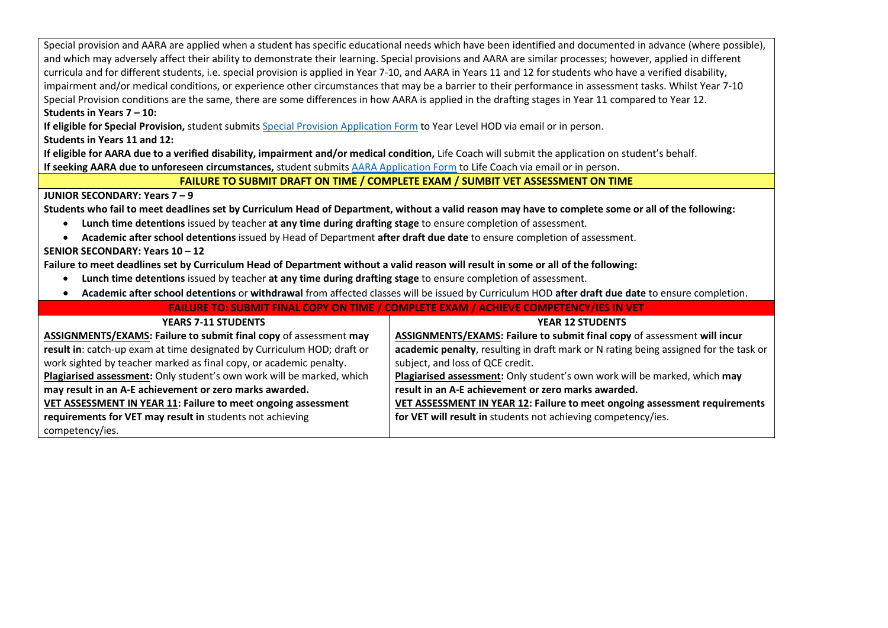Special provision and AARA are applied when a student has specific educational needs which have been identified and documented in advance (where possible), and which may adversely affect their ability to demonstrate their learning. Special provisions and AARA are similar processes; however, applied in different curricula and for different students, i.e. special provision is applied in Year 7-10, and AARA in Years 11 and 12 for students who have a verified disability, impairment and/or medical conditions, or experience other circumstances that may be a barrier to their performance in assessment tasks. Whilst Year 7-10 Special Provision conditions are the same, there are some differences in how AARA is applied in the drafting stages in Year 11 compared to Year 12.

**Students in Years 7 – 10:**

**If eligible for Special Provision,** student submits [Special Provision Application Form] to Year Level HOD via email or in person.

**Students in Years 11 and 12:**

**If eligible for AARA due to a verified disability, impairment and/or medical condition,** Life Coach will submit the application on student's behalf.

**If seeking AARA due to unforeseen circumstances,** student submits [AARA Application Form] to Life Coach via email or in person.

**FAILURE TO SUBMIT DRAFT ON TIME / COMPLETE EXAM / SUMBIT VET ASSESSMENT ON TIME**

**JUNIOR SECONDARY: Years 7 – 9**

**Students who fail to meet deadlines set by Curriculum Head of Department, without a valid reason may have to complete some or all of the following:**

- **Lunch time detentions** issued by teacher **at any time during drafting stage** to ensure completion of assessment.
- **Academic after school detentions** issued by Head of Department **after draft due date** to ensure completion of assessment.

**SENIOR SECONDARY: Years 10 – 12**

**Failure to meet deadlines set by Curriculum Head of Department without a valid reason will result in some or all of the following:**

- **Lunch time detentions** issued by teacher **at any time during drafting stage** to ensure completion of assessment.
- **Academic after school detentions** or **withdrawal** from affected classes will be issued by Curriculum HOD **after draft due date** to ensure completion.

**FAILURE TO: SUBMIT FINAL COPY ON TIME / COMPLETE EXAM / ACHIEVE COMPETENCY/IES IN VET**

| YEARS 7-11 STUDENTS | YEAR 12 STUDENTS |
|---|---|
| **ASSIGNMENTS/EXAMS: Failure to submit final copy** of assessment **may result in**: catch-up exam at time designated by Curriculum HOD; draft or work sighted by teacher marked as final copy, or academic penalty. | **ASSIGNMENTS/EXAMS: Failure to submit final copy** of assessment **will incur academic penalty**, resulting in draft mark or N rating being assigned for the task or subject, and loss of QCE credit. |
| **Plagiarised assessment:** Only student's own work will be marked, which **may result in an A-E achievement or zero marks awarded.** | **Plagiarised assessment:** Only student's own work will be marked, which **may result in an A-E achievement or zero marks awarded.** |
| **VET ASSESSMENT IN YEAR 11: Failure to meet ongoing assessment requirements for VET may result in** students not achieving competency/ies. | **VET ASSESSMENT IN YEAR 12: Failure to meet ongoing assessment requirements for VET will result in** students not achieving competency/ies. |